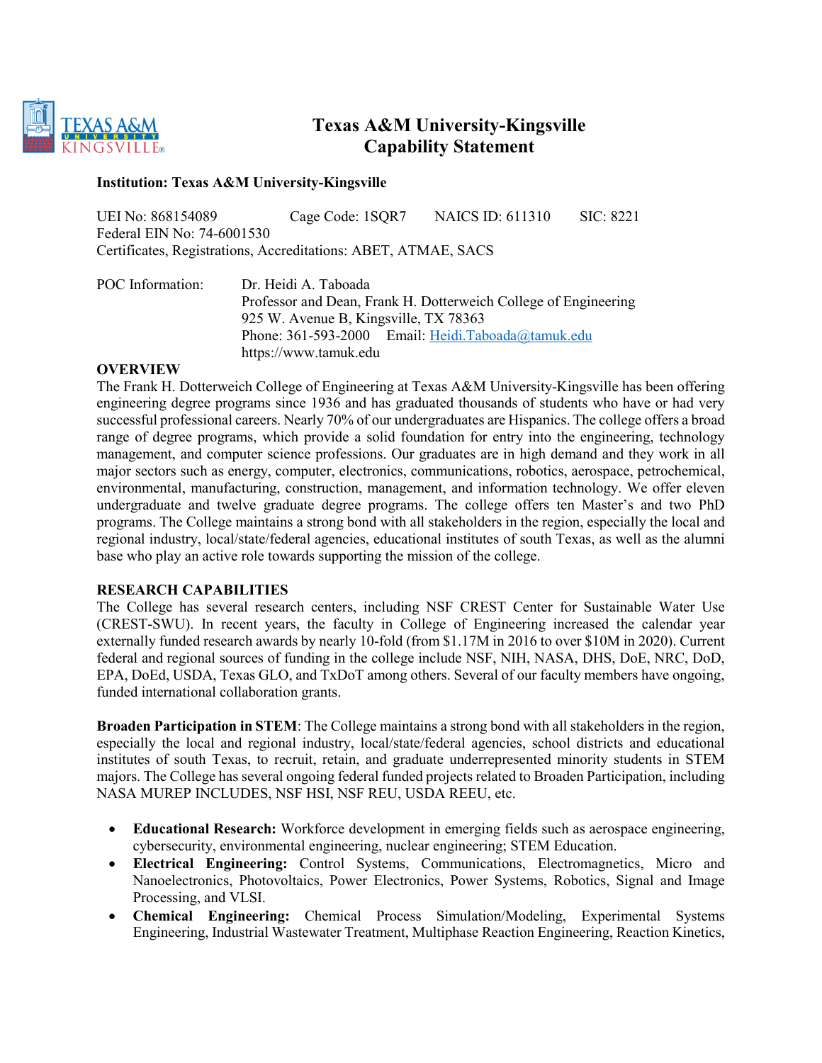# Texas A&M University-Kingsville
# Capability Statement

**Institution: Texas A&M University-Kingsville**

UEI No: 868154089 Cage Code: 1SQR7 NAICS ID: 611310 SIC: 8221
Federal EIN No: 74-6001530
Certificates, Registrations, Accreditations: ABET, ATMAE, SACS

POC Information: Dr. Heidi A. Taboada
Professor and Dean, Frank H. Dotterweich College of Engineering
925 W. Avenue B, Kingsville, TX 78363
Phone: 361-593-2000 Email: Heidi.Taboada@tamuk.edu
https://www.tamuk.edu

## OVERVIEW

The Frank H. Dotterweich College of Engineering at Texas A&M University-Kingsville has been offering engineering degree programs since 1936 and has graduated thousands of students who have or had very successful professional careers. Nearly 70% of our undergraduates are Hispanics. The college offers a broad range of degree programs, which provide a solid foundation for entry into the engineering, technology management, and computer science professions. Our graduates are in high demand and they work in all major sectors such as energy, computer, electronics, communications, robotics, aerospace, petrochemical, environmental, manufacturing, construction, management, and information technology. We offer eleven undergraduate and twelve graduate degree programs. The college offers ten Master's and two PhD programs. The College maintains a strong bond with all stakeholders in the region, especially the local and regional industry, local/state/federal agencies, educational institutes of south Texas, as well as the alumni base who play an active role towards supporting the mission of the college.

## RESEARCH CAPABILITIES

The College has several research centers, including NSF CREST Center for Sustainable Water Use (CREST-SWU). In recent years, the faculty in College of Engineering increased the calendar year externally funded research awards by nearly 10-fold (from $1.17M in 2016 to over $10M in 2020). Current federal and regional sources of funding in the college include NSF, NIH, NASA, DHS, DoE, NRC, DoD, EPA, DoEd, USDA, Texas GLO, and TxDoT among others. Several of our faculty members have ongoing, funded international collaboration grants.

**Broaden Participation in STEM**: The College maintains a strong bond with all stakeholders in the region, especially the local and regional industry, local/state/federal agencies, school districts and educational institutes of south Texas, to recruit, retain, and graduate underrepresented minority students in STEM majors. The College has several ongoing federal funded projects related to Broaden Participation, including NASA MUREP INCLUDES, NSF HSI, NSF REU, USDA REEU, etc.

- **Educational Research:** Workforce development in emerging fields such as aerospace engineering, cybersecurity, environmental engineering, nuclear engineering; STEM Education.
- **Electrical Engineering:** Control Systems, Communications, Electromagnetics, Micro and Nanoelectronics, Photovoltaics, Power Electronics, Power Systems, Robotics, Signal and Image Processing, and VLSI.
- **Chemical Engineering:** Chemical Process Simulation/Modeling, Experimental Systems Engineering, Industrial Wastewater Treatment, Multiphase Reaction Engineering, Reaction Kinetics,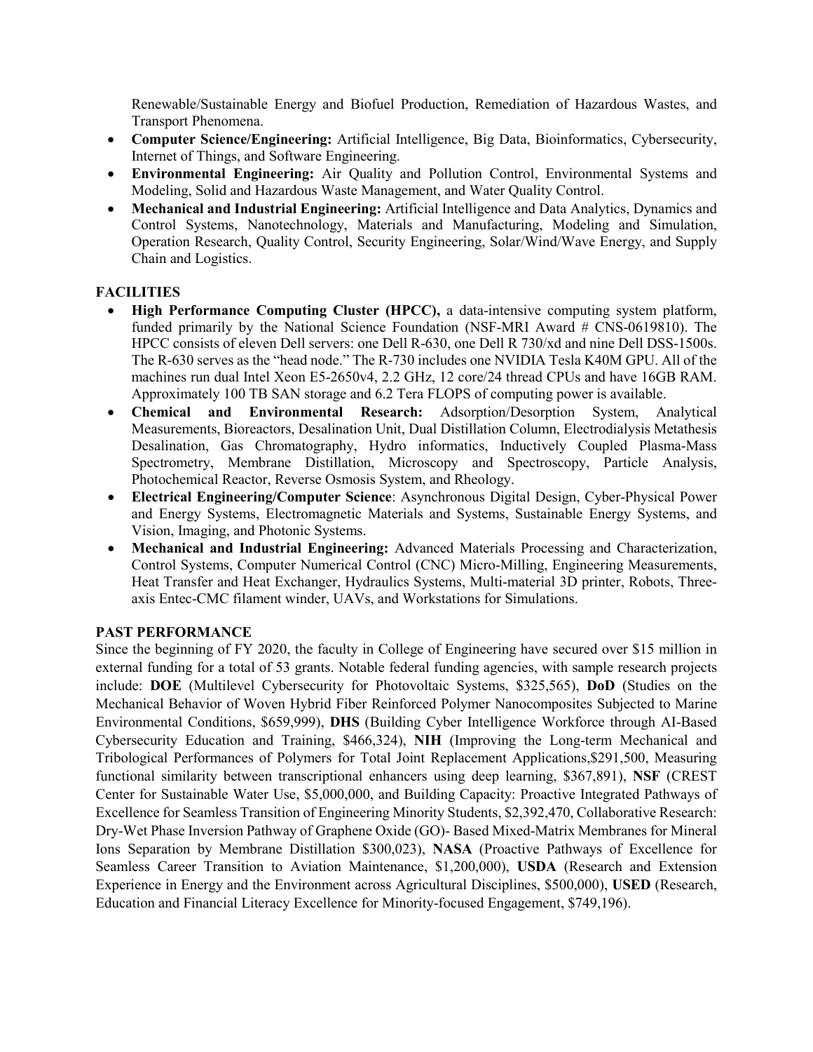Renewable/Sustainable Energy and Biofuel Production, Remediation of Hazardous Wastes, and Transport Phenomena.

- **Computer Science/Engineering:** Artificial Intelligence, Big Data, Bioinformatics, Cybersecurity, Internet of Things, and Software Engineering.
- **Environmental Engineering:** Air Quality and Pollution Control, Environmental Systems and Modeling, Solid and Hazardous Waste Management, and Water Quality Control.
- **Mechanical and Industrial Engineering:** Artificial Intelligence and Data Analytics, Dynamics and Control Systems, Nanotechnology, Materials and Manufacturing, Modeling and Simulation, Operation Research, Quality Control, Security Engineering, Solar/Wind/Wave Energy, and Supply Chain and Logistics.

**FACILITIES**

- **High Performance Computing Cluster (HPCC),** a data-intensive computing system platform, funded primarily by the National Science Foundation (NSF-MRI Award # CNS-0619810). The HPCC consists of eleven Dell servers: one Dell R-630, one Dell R 730/xd and nine Dell DSS-1500s. The R-630 serves as the "head node." The R-730 includes one NVIDIA Tesla K40M GPU. All of the machines run dual Intel Xeon E5-2650v4, 2.2 GHz, 12 core/24 thread CPUs and have 16GB RAM. Approximately 100 TB SAN storage and 6.2 Tera FLOPS of computing power is available.
- **Chemical and Environmental Research:** Adsorption/Desorption System, Analytical Measurements, Bioreactors, Desalination Unit, Dual Distillation Column, Electrodialysis Metathesis Desalination, Gas Chromatography, Hydro informatics, Inductively Coupled Plasma-Mass Spectrometry, Membrane Distillation, Microscopy and Spectroscopy, Particle Analysis, Photochemical Reactor, Reverse Osmosis System, and Rheology.
- **Electrical Engineering/Computer Science**: Asynchronous Digital Design, Cyber-Physical Power and Energy Systems, Electromagnetic Materials and Systems, Sustainable Energy Systems, and Vision, Imaging, and Photonic Systems.
- **Mechanical and Industrial Engineering:** Advanced Materials Processing and Characterization, Control Systems, Computer Numerical Control (CNC) Micro-Milling, Engineering Measurements, Heat Transfer and Heat Exchanger, Hydraulics Systems, Multi-material 3D printer, Robots, Three-axis Entec-CMC filament winder, UAVs, and Workstations for Simulations.

**PAST PERFORMANCE**

Since the beginning of FY 2020, the faculty in College of Engineering have secured over $15 million in external funding for a total of 53 grants. Notable federal funding agencies, with sample research projects include: **DOE** (Multilevel Cybersecurity for Photovoltaic Systems, $325,565), **DoD** (Studies on the Mechanical Behavior of Woven Hybrid Fiber Reinforced Polymer Nanocomposites Subjected to Marine Environmental Conditions, $659,999), **DHS** (Building Cyber Intelligence Workforce through AI-Based Cybersecurity Education and Training, $466,324), **NIH** (Improving the Long-term Mechanical and Tribological Performances of Polymers for Total Joint Replacement Applications,$291,500, Measuring functional similarity between transcriptional enhancers using deep learning, $367,891), **NSF** (CREST Center for Sustainable Water Use, $5,000,000, and Building Capacity: Proactive Integrated Pathways of Excellence for Seamless Transition of Engineering Minority Students, $2,392,470, Collaborative Research: Dry-Wet Phase Inversion Pathway of Graphene Oxide (GO)- Based Mixed-Matrix Membranes for Mineral Ions Separation by Membrane Distillation $300,023), **NASA** (Proactive Pathways of Excellence for Seamless Career Transition to Aviation Maintenance, $1,200,000), **USDA** (Research and Extension Experience in Energy and the Environment across Agricultural Disciplines, $500,000), **USED** (Research, Education and Financial Literacy Excellence for Minority-focused Engagement, $749,196).